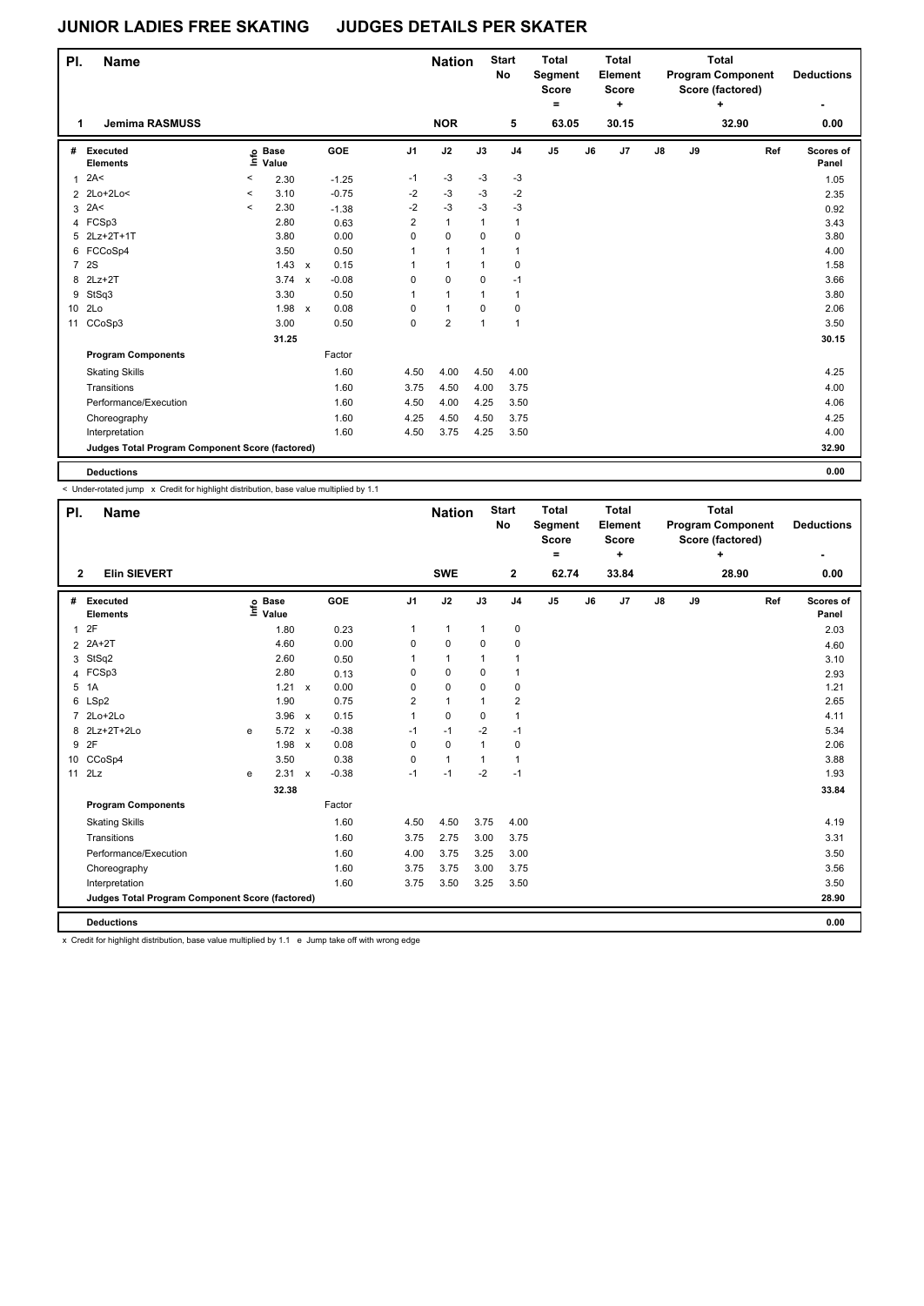# JUNIOR LADIES FREE SKATING JUDGES DETAILS PER SKATER

| Pl. | Name | Nation | Start No | Total Segment Score = | Total Element Score + | Total Program Component Score (factored) + | Deductions - |
|---|---|---|---|---|---|---|---|
| 1 | Jemima RASMUSS | NOR | 5 | 63.05 | 30.15 | 32.90 | 0.00 |

| # | Executed Elements | Info | Base Value | | GOE | J1 | J2 | J3 | J4 | J5 | J6 | J7 | J8 | J9 | Ref | Scores of Panel |
|---|---|---|---|---|---|---|---|---|---|---|---|---|---|---|---|---|
| 1 | 2A< | < | 2.30 | | -1.25 | -1 | -3 | -3 | -3 | | | | | | | 1.05 |
| 2 | 2Lo+2Lo< | < | 3.10 | | -0.75 | -2 | -3 | -3 | -2 | | | | | | | 2.35 |
| 3 | 2A< | < | 2.30 | | -1.38 | -2 | -3 | -3 | -3 | | | | | | | 0.92 |
| 4 | FCSp3 | | 2.80 | | 0.63 | 2 | 1 | 1 | 1 | | | | | | | 3.43 |
| 5 | 2Lz+2T+1T | | 3.80 | | 0.00 | 0 | 0 | 0 | 0 | | | | | | | 3.80 |
| 6 | FCCoSp4 | | 3.50 | | 0.50 | 1 | 1 | 1 | 1 | | | | | | | 4.00 |
| 7 | 2S | | 1.43 | x | 0.15 | 1 | 1 | 1 | 0 | | | | | | | 1.58 |
| 8 | 2Lz+2T | | 3.74 | x | -0.08 | 0 | 0 | 0 | -1 | | | | | | | 3.66 |
| 9 | StSq3 | | 3.30 | | 0.50 | 1 | 1 | 1 | 1 | | | | | | | 3.80 |
| 10 | 2Lo | | 1.98 | x | 0.08 | 0 | 1 | 0 | 0 | | | | | | | 2.06 |
| 11 | CCoSp3 | | 3.00 | | 0.50 | 0 | 2 | 1 | 1 | | | | | | | 3.50 |
| | | | 31.25 | | | | | | | | | | | | | 30.15 |
| | **Program Components** | | | | Factor | | | | | | | | | | | |
| | Skating Skills | | | | 1.60 | 4.50 | 4.00 | 4.50 | 4.00 | | | | | | | 4.25 |
| | Transitions | | | | 1.60 | 3.75 | 4.50 | 4.00 | 3.75 | | | | | | | 4.00 |
| | Performance/Execution | | | | 1.60 | 4.50 | 4.00 | 4.25 | 3.50 | | | | | | | 4.06 |
| | Choreography | | | | 1.60 | 4.25 | 4.50 | 4.50 | 3.75 | | | | | | | 4.25 |
| | Interpretation | | | | 1.60 | 4.50 | 3.75 | 4.25 | 3.50 | | | | | | | 4.00 |
| | **Judges Total Program Component Score (factored)** | | | | | | | | | | | | | | | 32.90 |
| | **Deductions** | | | | | | | | | | | | | | | 0.00 |

< Under-rotated jump x Credit for highlight distribution, base value multiplied by 1.1

| Pl. | Name | Nation | Start No | Total Segment Score = | Total Element Score + | Total Program Component Score (factored) + | Deductions - |
|---|---|---|---|---|---|---|---|
| 2 | Elin SIEVERT | SWE | 2 | 62.74 | 33.84 | 28.90 | 0.00 |

| # | Executed Elements | Info | Base Value | | GOE | J1 | J2 | J3 | J4 | J5 | J6 | J7 | J8 | J9 | Ref | Scores of Panel |
|---|---|---|---|---|---|---|---|---|---|---|---|---|---|---|---|---|
| 1 | 2F | | 1.80 | | 0.23 | 1 | 1 | 1 | 0 | | | | | | | 2.03 |
| 2 | 2A+2T | | 4.60 | | 0.00 | 0 | 0 | 0 | 0 | | | | | | | 4.60 |
| 3 | StSq2 | | 2.60 | | 0.50 | 1 | 1 | 1 | 1 | | | | | | | 3.10 |
| 4 | FCSp3 | | 2.80 | | 0.13 | 0 | 0 | 0 | 1 | | | | | | | 2.93 |
| 5 | 1A | | 1.21 | x | 0.00 | 0 | 0 | 0 | 0 | | | | | | | 1.21 |
| 6 | LSp2 | | 1.90 | | 0.75 | 2 | 1 | 1 | 2 | | | | | | | 2.65 |
| 7 | 2Lo+2Lo | | 3.96 | x | 0.15 | 1 | 0 | 0 | 1 | | | | | | | 4.11 |
| 8 | 2Lz+2T+2Lo | e | 5.72 | x | -0.38 | -1 | -1 | -2 | -1 | | | | | | | 5.34 |
| 9 | 2F | | 1.98 | x | 0.08 | 0 | 0 | 1 | 0 | | | | | | | 2.06 |
| 10 | CCoSp4 | | 3.50 | | 0.38 | 0 | 1 | 1 | 1 | | | | | | | 3.88 |
| 11 | 2Lz | e | 2.31 | x | -0.38 | -1 | -1 | -2 | -1 | | | | | | | 1.93 |
| | | | 32.38 | | | | | | | | | | | | | 33.84 |
| | **Program Components** | | | | Factor | | | | | | | | | | | |
| | Skating Skills | | | | 1.60 | 4.50 | 4.50 | 3.75 | 4.00 | | | | | | | 4.19 |
| | Transitions | | | | 1.60 | 3.75 | 2.75 | 3.00 | 3.75 | | | | | | | 3.31 |
| | Performance/Execution | | | | 1.60 | 4.00 | 3.75 | 3.25 | 3.00 | | | | | | | 3.50 |
| | Choreography | | | | 1.60 | 3.75 | 3.75 | 3.00 | 3.75 | | | | | | | 3.56 |
| | Interpretation | | | | 1.60 | 3.75 | 3.50 | 3.25 | 3.50 | | | | | | | 3.50 |
| | **Judges Total Program Component Score (factored)** | | | | | | | | | | | | | | | 28.90 |
| | **Deductions** | | | | | | | | | | | | | | | 0.00 |

x Credit for highlight distribution, base value multiplied by 1.1 e Jump take off with wrong edge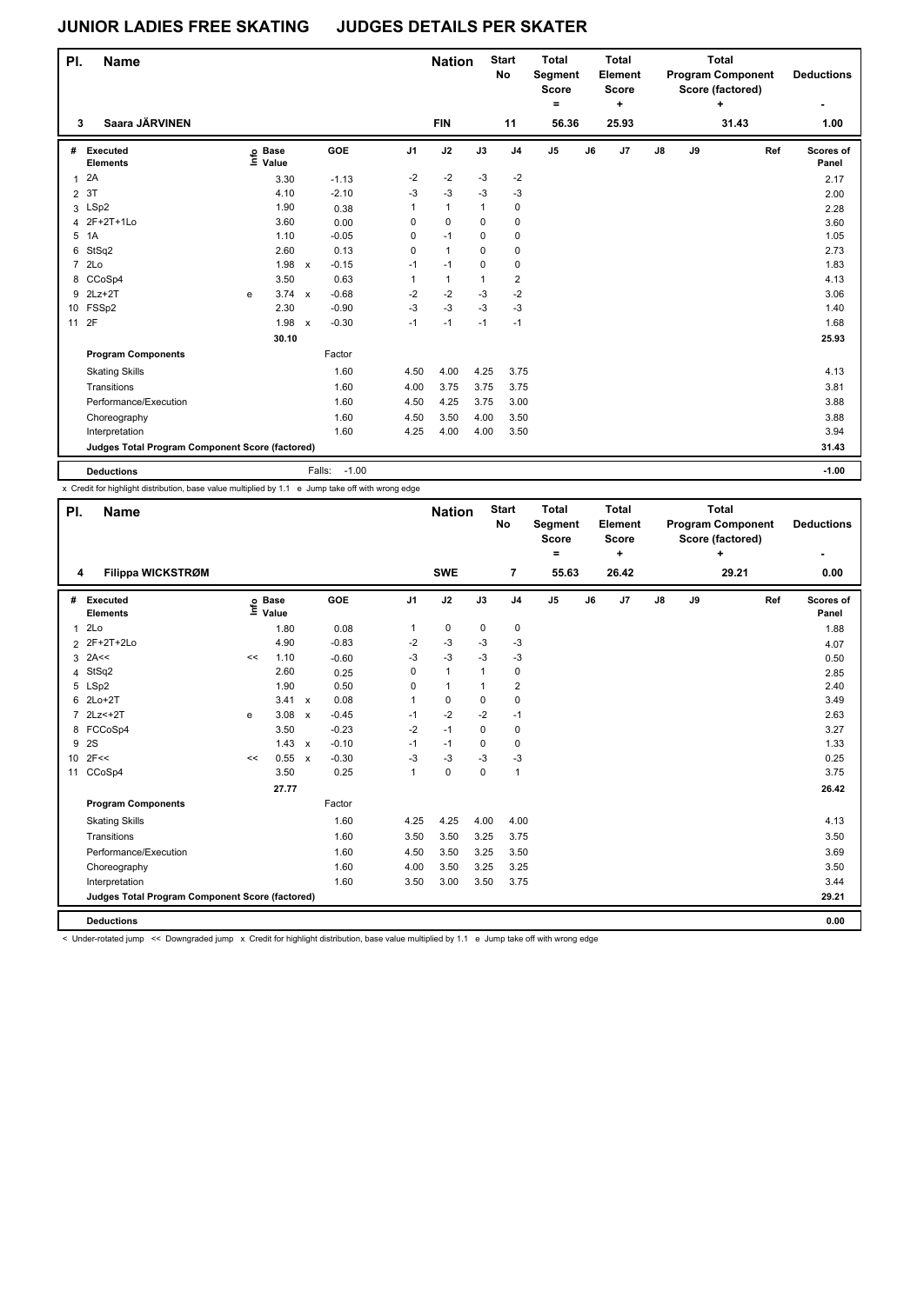# JUNIOR LADIES FREE SKATING    JUDGES DETAILS PER SKATER

| Pl. | Name | Nation | Start No | Total Segment Score = | Total Element Score + | Total Program Component Score (factored) + | Deductions - |
|---|---|---|---|---|---|---|---|
| 3 | Saara JÄRVINEN | FIN | 11 | 56.36 | 25.93 | 31.43 | 1.00 |

| # | Executed Elements | Info | Base Value | | GOE | J1 | J2 | J3 | J4 | J5 | J6 | J7 | J8 | J9 | Ref | Scores of Panel |
|---|---|---|---|---|---|---|---|---|---|---|---|---|---|---|---|---|
| 1 | 2A | | 3.30 | | -1.13 | -2 | -2 | -3 | -2 | | | | | | | 2.17 |
| 2 | 3T | | 4.10 | | -2.10 | -3 | -3 | -3 | -3 | | | | | | | 2.00 |
| 3 | LSp2 | | 1.90 | | 0.38 | 1 | 1 | 1 | 0 | | | | | | | 2.28 |
| 4 | 2F+2T+1Lo | | 3.60 | | 0.00 | 0 | 0 | 0 | 0 | | | | | | | 3.60 |
| 5 | 1A | | 1.10 | | -0.05 | 0 | -1 | 0 | 0 | | | | | | | 1.05 |
| 6 | StSq2 | | 2.60 | | 0.13 | 0 | 1 | 0 | 0 | | | | | | | 2.73 |
| 7 | 2Lo | | 1.98 | x | -0.15 | -1 | -1 | 0 | 0 | | | | | | | 1.83 |
| 8 | CCoSp4 | | 3.50 | | 0.63 | 1 | 1 | 1 | 2 | | | | | | | 4.13 |
| 9 | 2Lz+2T | e | 3.74 | x | -0.68 | -2 | -2 | -3 | -2 | | | | | | | 3.06 |
| 10 | FSSp2 | | 2.30 | | -0.90 | -3 | -3 | -3 | -3 | | | | | | | 1.40 |
| 11 | 2F | | 1.98 | x | -0.30 | -1 | -1 | -1 | -1 | | | | | | | 1.68 |
| | | | 30.10 | | | | | | | | | | | | | 25.93 |
| | **Program Components** | | | | Factor | | | | | | | | | | | |
| | Skating Skills | | | | 1.60 | 4.50 | 4.00 | 4.25 | 3.75 | | | | | | | 4.13 |
| | Transitions | | | | 1.60 | 4.00 | 3.75 | 3.75 | 3.75 | | | | | | | 3.81 |
| | Performance/Execution | | | | 1.60 | 4.50 | 4.25 | 3.75 | 3.00 | | | | | | | 3.88 |
| | Choreography | | | | 1.60 | 4.50 | 3.50 | 4.00 | 3.50 | | | | | | | 3.88 |
| | Interpretation | | | | 1.60 | 4.25 | 4.00 | 4.00 | 3.50 | | | | | | | 3.94 |
| | **Judges Total Program Component Score (factored)** | | | | | | | | | | | | | | | 31.43 |
| | **Deductions** | | | | Falls: -1.00 | | | | | | | | | | | -1.00 |

x Credit for highlight distribution, base value multiplied by 1.1   e Jump take off with wrong edge

| Pl. | Name | Nation | Start No | Total Segment Score = | Total Element Score + | Total Program Component Score (factored) + | Deductions - |
|---|---|---|---|---|---|---|---|
| 4 | Filippa WICKSTRØM | SWE | 7 | 55.63 | 26.42 | 29.21 | 0.00 |

| # | Executed Elements | Info | Base Value | | GOE | J1 | J2 | J3 | J4 | J5 | J6 | J7 | J8 | J9 | Ref | Scores of Panel |
|---|---|---|---|---|---|---|---|---|---|---|---|---|---|---|---|---|
| 1 | 2Lo | | 1.80 | | 0.08 | 1 | 0 | 0 | 0 | | | | | | | 1.88 |
| 2 | 2F+2T+2Lo | | 4.90 | | -0.83 | -2 | -3 | -3 | -3 | | | | | | | 4.07 |
| 3 | 2A<< | << | 1.10 | | -0.60 | -3 | -3 | -3 | -3 | | | | | | | 0.50 |
| 4 | StSq2 | | 2.60 | | 0.25 | 0 | 1 | 1 | 0 | | | | | | | 2.85 |
| 5 | LSp2 | | 1.90 | | 0.50 | 0 | 1 | 1 | 2 | | | | | | | 2.40 |
| 6 | 2Lo+2T | | 3.41 | x | 0.08 | 1 | 0 | 0 | 0 | | | | | | | 3.49 |
| 7 | 2Lz<+2T | e | 3.08 | x | -0.45 | -1 | -2 | -2 | -1 | | | | | | | 2.63 |
| 8 | FCCoSp4 | | 3.50 | | -0.23 | -2 | -1 | 0 | 0 | | | | | | | 3.27 |
| 9 | 2S | | 1.43 | x | -0.10 | -1 | -1 | 0 | 0 | | | | | | | 1.33 |
| 10 | 2F<< | << | 0.55 | x | -0.30 | -3 | -3 | -3 | -3 | | | | | | | 0.25 |
| 11 | CCoSp4 | | 3.50 | | 0.25 | 1 | 0 | 0 | 1 | | | | | | | 3.75 |
| | | | 27.77 | | | | | | | | | | | | | 26.42 |
| | **Program Components** | | | | Factor | | | | | | | | | | | |
| | Skating Skills | | | | 1.60 | 4.25 | 4.25 | 4.00 | 4.00 | | | | | | | 4.13 |
| | Transitions | | | | 1.60 | 3.50 | 3.50 | 3.25 | 3.75 | | | | | | | 3.50 |
| | Performance/Execution | | | | 1.60 | 4.50 | 3.50 | 3.25 | 3.50 | | | | | | | 3.69 |
| | Choreography | | | | 1.60 | 4.00 | 3.50 | 3.25 | 3.25 | | | | | | | 3.50 |
| | Interpretation | | | | 1.60 | 3.50 | 3.00 | 3.50 | 3.75 | | | | | | | 3.44 |
| | **Judges Total Program Component Score (factored)** | | | | | | | | | | | | | | | 29.21 |
| | **Deductions** | | | | | | | | | | | | | | | 0.00 |

< Under-rotated jump   << Downgraded jump   x Credit for highlight distribution, base value multiplied by 1.1   e Jump take off with wrong edge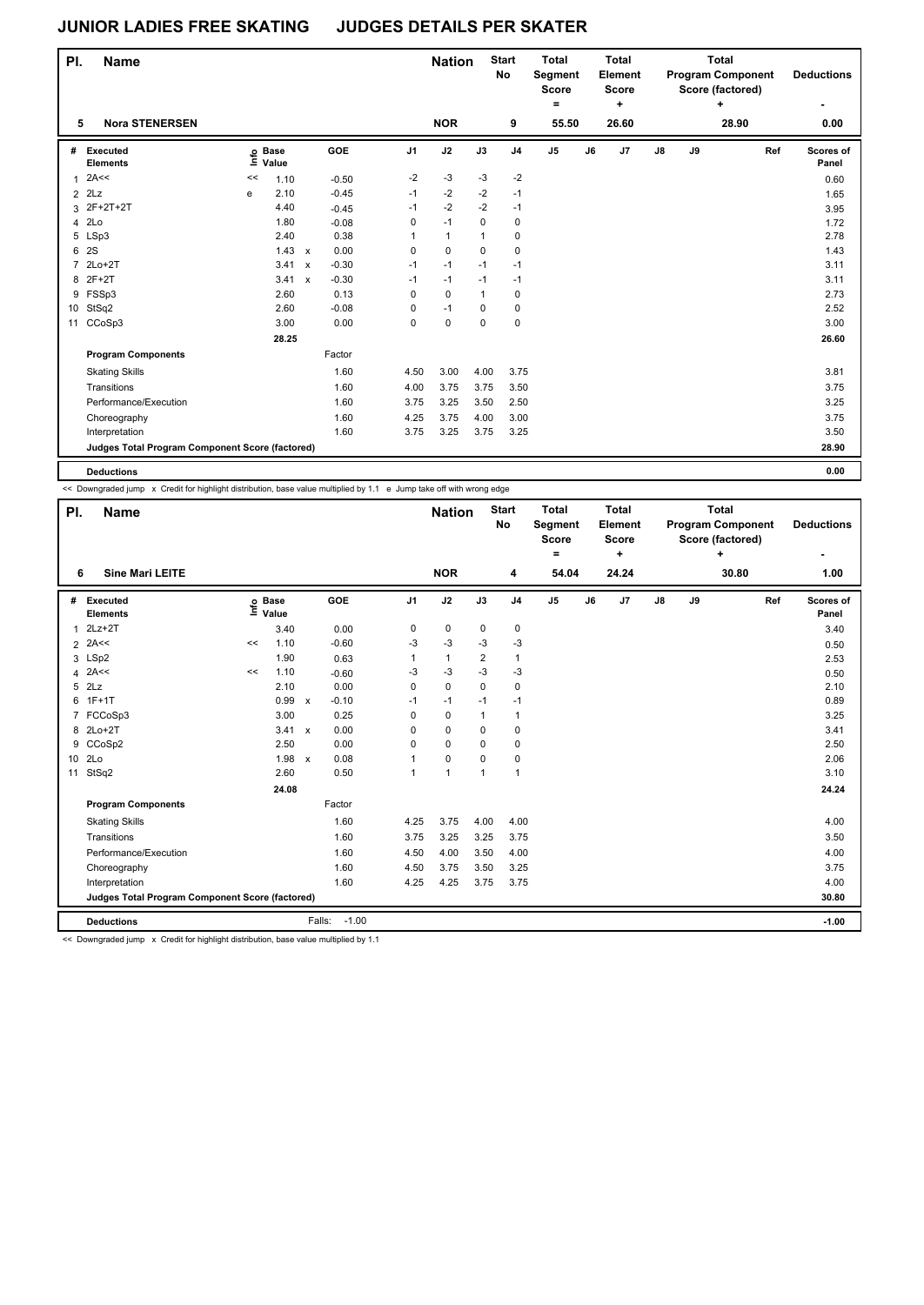# JUNIOR LADIES FREE SKATING JUDGES DETAILS PER SKATER

| Pl. | Name | Nation | Start No | Total Segment Score = | Total Element Score + | Total Program Component Score (factored) + | Deductions - |
|---|---|---|---|---|---|---|---|
| 5 | Nora STENERSEN | NOR | 9 | 55.50 | 26.60 | 28.90 | 0.00 |

| # | Executed Elements | Info | Base Value | | GOE | J1 | J2 | J3 | J4 | J5 | J6 | J7 | J8 | J9 | Ref | Scores of Panel |
|---|---|---|---|---|---|---|---|---|---|---|---|---|---|---|---|---|
| 1 | 2A<< | << | 1.10 | | -0.50 | -2 | -3 | -3 | -2 | | | | | | | 0.60 |
| 2 | 2Lz | e | 2.10 | | -0.45 | -1 | -2 | -2 | -1 | | | | | | | 1.65 |
| 3 | 2F+2T+2T | | 4.40 | | -0.45 | -1 | -2 | -2 | -1 | | | | | | | 3.95 |
| 4 | 2Lo | | 1.80 | | -0.08 | 0 | -1 | 0 | 0 | | | | | | | 1.72 |
| 5 | LSp3 | | 2.40 | | 0.38 | 1 | 1 | 1 | 0 | | | | | | | 2.78 |
| 6 | 2S | | 1.43 | x | 0.00 | 0 | 0 | 0 | 0 | | | | | | | 1.43 |
| 7 | 2Lo+2T | | 3.41 | x | -0.30 | -1 | -1 | -1 | -1 | | | | | | | 3.11 |
| 8 | 2F+2T | | 3.41 | x | -0.30 | -1 | -1 | -1 | -1 | | | | | | | 3.11 |
| 9 | FSSp3 | | 2.60 | | 0.13 | 0 | 0 | 1 | 0 | | | | | | | 2.73 |
| 10 | StSq2 | | 2.60 | | -0.08 | 0 | -1 | 0 | 0 | | | | | | | 2.52 |
| 11 | CCoSp3 | | 3.00 | | 0.00 | 0 | 0 | 0 | 0 | | | | | | | 3.00 |
| | | | 28.25 | | | | | | | | | | | | | 26.60 |
| | **Program Components** | | | | Factor | | | | | | | | | | | |
| | Skating Skills | | | | 1.60 | 4.50 | 3.00 | 4.00 | 3.75 | | | | | | | 3.81 |
| | Transitions | | | | 1.60 | 4.00 | 3.75 | 3.75 | 3.50 | | | | | | | 3.75 |
| | Performance/Execution | | | | 1.60 | 3.75 | 3.25 | 3.50 | 2.50 | | | | | | | 3.25 |
| | Choreography | | | | 1.60 | 4.25 | 3.75 | 4.00 | 3.00 | | | | | | | 3.75 |
| | Interpretation | | | | 1.60 | 3.75 | 3.25 | 3.75 | 3.25 | | | | | | | 3.50 |
| | **Judges Total Program Component Score (factored)** | | | | | | | | | | | | | | | 28.90 |
| | **Deductions** | | | | | | | | | | | | | | | 0.00 |

<< Downgraded jump x Credit for highlight distribution, base value multiplied by 1.1 e Jump take off with wrong edge

| Pl. | Name | Nation | Start No | Total Segment Score = | Total Element Score + | Total Program Component Score (factored) + | Deductions - |
|---|---|---|---|---|---|---|---|
| 6 | Sine Mari LEITE | NOR | 4 | 54.04 | 24.24 | 30.80 | 1.00 |

| # | Executed Elements | Info | Base Value | | GOE | J1 | J2 | J3 | J4 | J5 | J6 | J7 | J8 | J9 | Ref | Scores of Panel |
|---|---|---|---|---|---|---|---|---|---|---|---|---|---|---|---|---|
| 1 | 2Lz+2T | | 3.40 | | 0.00 | 0 | 0 | 0 | 0 | | | | | | | 3.40 |
| 2 | 2A<< | << | 1.10 | | -0.60 | -3 | -3 | -3 | -3 | | | | | | | 0.50 |
| 3 | LSp2 | | 1.90 | | 0.63 | 1 | 1 | 2 | 1 | | | | | | | 2.53 |
| 4 | 2A<< | << | 1.10 | | -0.60 | -3 | -3 | -3 | -3 | | | | | | | 0.50 |
| 5 | 2Lz | | 2.10 | | 0.00 | 0 | 0 | 0 | 0 | | | | | | | 2.10 |
| 6 | 1F+1T | | 0.99 | x | -0.10 | -1 | -1 | -1 | -1 | | | | | | | 0.89 |
| 7 | FCCoSp3 | | 3.00 | | 0.25 | 0 | 0 | 1 | 1 | | | | | | | 3.25 |
| 8 | 2Lo+2T | | 3.41 | x | 0.00 | 0 | 0 | 0 | 0 | | | | | | | 3.41 |
| 9 | CCoSp2 | | 2.50 | | 0.00 | 0 | 0 | 0 | 0 | | | | | | | 2.50 |
| 10 | 2Lo | | 1.98 | x | 0.08 | 1 | 0 | 0 | 0 | | | | | | | 2.06 |
| 11 | StSq2 | | 2.60 | | 0.50 | 1 | 1 | 1 | 1 | | | | | | | 3.10 |
| | | | 24.08 | | | | | | | | | | | | | 24.24 |
| | **Program Components** | | | | Factor | | | | | | | | | | | |
| | Skating Skills | | | | 1.60 | 4.25 | 3.75 | 4.00 | 4.00 | | | | | | | 4.00 |
| | Transitions | | | | 1.60 | 3.75 | 3.25 | 3.25 | 3.75 | | | | | | | 3.50 |
| | Performance/Execution | | | | 1.60 | 4.50 | 4.00 | 3.50 | 4.00 | | | | | | | 4.00 |
| | Choreography | | | | 1.60 | 4.50 | 3.75 | 3.50 | 3.25 | | | | | | | 3.75 |
| | Interpretation | | | | 1.60 | 4.25 | 4.25 | 3.75 | 3.75 | | | | | | | 4.00 |
| | **Judges Total Program Component Score (factored)** | | | | | | | | | | | | | | | 30.80 |
| | **Deductions** | | | Falls: | -1.00 | | | | | | | | | | | -1.00 |

<< Downgraded jump x Credit for highlight distribution, base value multiplied by 1.1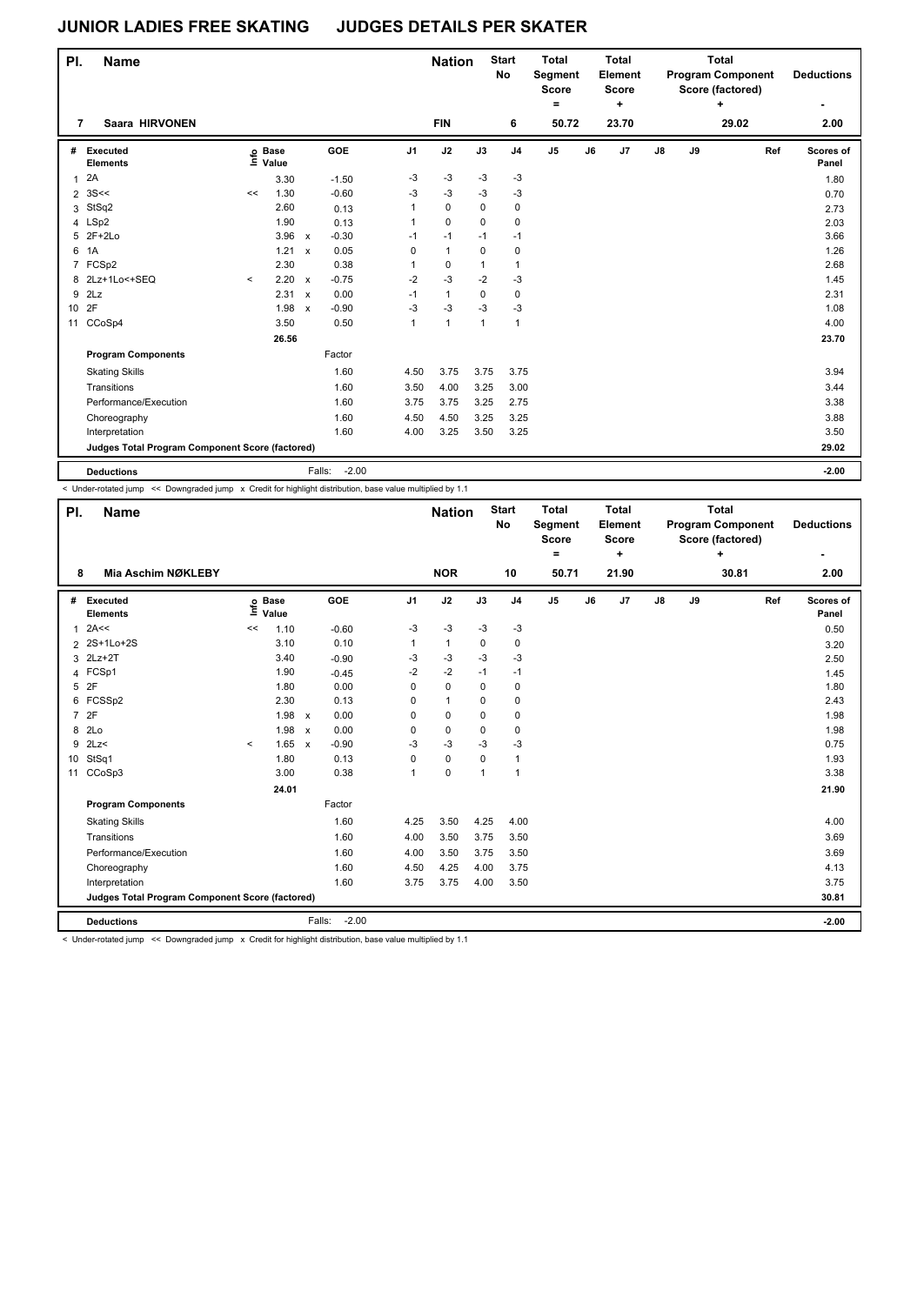# JUNIOR LADIES FREE SKATING JUDGES DETAILS PER SKATER

| Pl. | Name | Nation | Start No | Total Segment Score = | Total Element Score + | Total Program Component Score (factored) + | Deductions - |
|---|---|---|---|---|---|---|---|
| 7 | Saara HIRVONEN | FIN | 6 | 50.72 | 23.70 | 29.02 | 2.00 |

| # | Executed Elements | Info | Base Value | | GOE | J1 | J2 | J3 | J4 | J5 | J6 | J7 | J8 | J9 | Ref | Scores of Panel |
|---|---|---|---|---|---|---|---|---|---|---|---|---|---|---|---|---|
| 1 | 2A | | 3.30 | | -1.50 | -3 | -3 | -3 | -3 | | | | | | | 1.80 |
| 2 | 3S<< | << | 1.30 | | -0.60 | -3 | -3 | -3 | -3 | | | | | | | 0.70 |
| 3 | StSq2 | | 2.60 | | 0.13 | 1 | 0 | 0 | 0 | | | | | | | 2.73 |
| 4 | LSp2 | | 1.90 | | 0.13 | 1 | 0 | 0 | 0 | | | | | | | 2.03 |
| 5 | 2F+2Lo | | 3.96 | x | -0.30 | -1 | -1 | -1 | -1 | | | | | | | 3.66 |
| 6 | 1A | | 1.21 | x | 0.05 | 0 | 1 | 0 | 0 | | | | | | | 1.26 |
| 7 | FCSp2 | | 2.30 | | 0.38 | 1 | 0 | 1 | 1 | | | | | | | 2.68 |
| 8 | 2Lz+1Lo<+SEQ | < | 2.20 | x | -0.75 | -2 | -3 | -2 | -3 | | | | | | | 1.45 |
| 9 | 2Lz | | 2.31 | x | 0.00 | -1 | 1 | 0 | 0 | | | | | | | 2.31 |
| 10 | 2F | | 1.98 | x | -0.90 | -3 | -3 | -3 | -3 | | | | | | | 1.08 |
| 11 | CCoSp4 | | 3.50 | | 0.50 | 1 | 1 | 1 | 1 | | | | | | | 4.00 |
| | | | 26.56 | | | | | | | | | | | | | 23.70 |
| | **Program Components** | | | | Factor | | | | | | | | | | | |
| | Skating Skills | | | | 1.60 | 4.50 | 3.75 | 3.75 | 3.75 | | | | | | | 3.94 |
| | Transitions | | | | 1.60 | 3.50 | 4.00 | 3.25 | 3.00 | | | | | | | 3.44 |
| | Performance/Execution | | | | 1.60 | 3.75 | 3.75 | 3.25 | 2.75 | | | | | | | 3.38 |
| | Choreography | | | | 1.60 | 4.50 | 4.50 | 3.25 | 3.25 | | | | | | | 3.88 |
| | Interpretation | | | | 1.60 | 4.00 | 3.25 | 3.50 | 3.25 | | | | | | | 3.50 |
| | **Judges Total Program Component Score (factored)** | | | | | | | | | | | | | | | 29.02 |
| | **Deductions** | | | Falls: | -2.00 | | | | | | | | | | | -2.00 |

< Under-rotated jump << Downgraded jump x Credit for highlight distribution, base value multiplied by 1.1

| Pl. | Name | Nation | Start No | Total Segment Score = | Total Element Score + | Total Program Component Score (factored) + | Deductions - |
|---|---|---|---|---|---|---|---|
| 8 | Mia Aschim NØKLEBY | NOR | 10 | 50.71 | 21.90 | 30.81 | 2.00 |

| # | Executed Elements | Info | Base Value | | GOE | J1 | J2 | J3 | J4 | J5 | J6 | J7 | J8 | J9 | Ref | Scores of Panel |
|---|---|---|---|---|---|---|---|---|---|---|---|---|---|---|---|---|
| 1 | 2A<< | << | 1.10 | | -0.60 | -3 | -3 | -3 | -3 | | | | | | | 0.50 |
| 2 | 2S+1Lo+2S | | 3.10 | | 0.10 | 1 | 1 | 0 | 0 | | | | | | | 3.20 |
| 3 | 2Lz+2T | | 3.40 | | -0.90 | -3 | -3 | -3 | -3 | | | | | | | 2.50 |
| 4 | FCSp1 | | 1.90 | | -0.45 | -2 | -2 | -1 | -1 | | | | | | | 1.45 |
| 5 | 2F | | 1.80 | | 0.00 | 0 | 0 | 0 | 0 | | | | | | | 1.80 |
| 6 | FCSSp2 | | 2.30 | | 0.13 | 0 | 1 | 0 | 0 | | | | | | | 2.43 |
| 7 | 2F | | 1.98 | x | 0.00 | 0 | 0 | 0 | 0 | | | | | | | 1.98 |
| 8 | 2Lo | | 1.98 | x | 0.00 | 0 | 0 | 0 | 0 | | | | | | | 1.98 |
| 9 | 2Lz< | < | 1.65 | x | -0.90 | -3 | -3 | -3 | -3 | | | | | | | 0.75 |
| 10 | StSq1 | | 1.80 | | 0.13 | 0 | 0 | 0 | 1 | | | | | | | 1.93 |
| 11 | CCoSp3 | | 3.00 | | 0.38 | 1 | 0 | 1 | 1 | | | | | | | 3.38 |
| | | | 24.01 | | | | | | | | | | | | | 21.90 |
| | **Program Components** | | | | Factor | | | | | | | | | | | |
| | Skating Skills | | | | 1.60 | 4.25 | 3.50 | 4.25 | 4.00 | | | | | | | 4.00 |
| | Transitions | | | | 1.60 | 4.00 | 3.50 | 3.75 | 3.50 | | | | | | | 3.69 |
| | Performance/Execution | | | | 1.60 | 4.00 | 3.50 | 3.75 | 3.50 | | | | | | | 3.69 |
| | Choreography | | | | 1.60 | 4.50 | 4.25 | 4.00 | 3.75 | | | | | | | 4.13 |
| | Interpretation | | | | 1.60 | 3.75 | 3.75 | 4.00 | 3.50 | | | | | | | 3.75 |
| | **Judges Total Program Component Score (factored)** | | | | | | | | | | | | | | | 30.81 |
| | **Deductions** | | | Falls: | -2.00 | | | | | | | | | | | -2.00 |

< Under-rotated jump << Downgraded jump x Credit for highlight distribution, base value multiplied by 1.1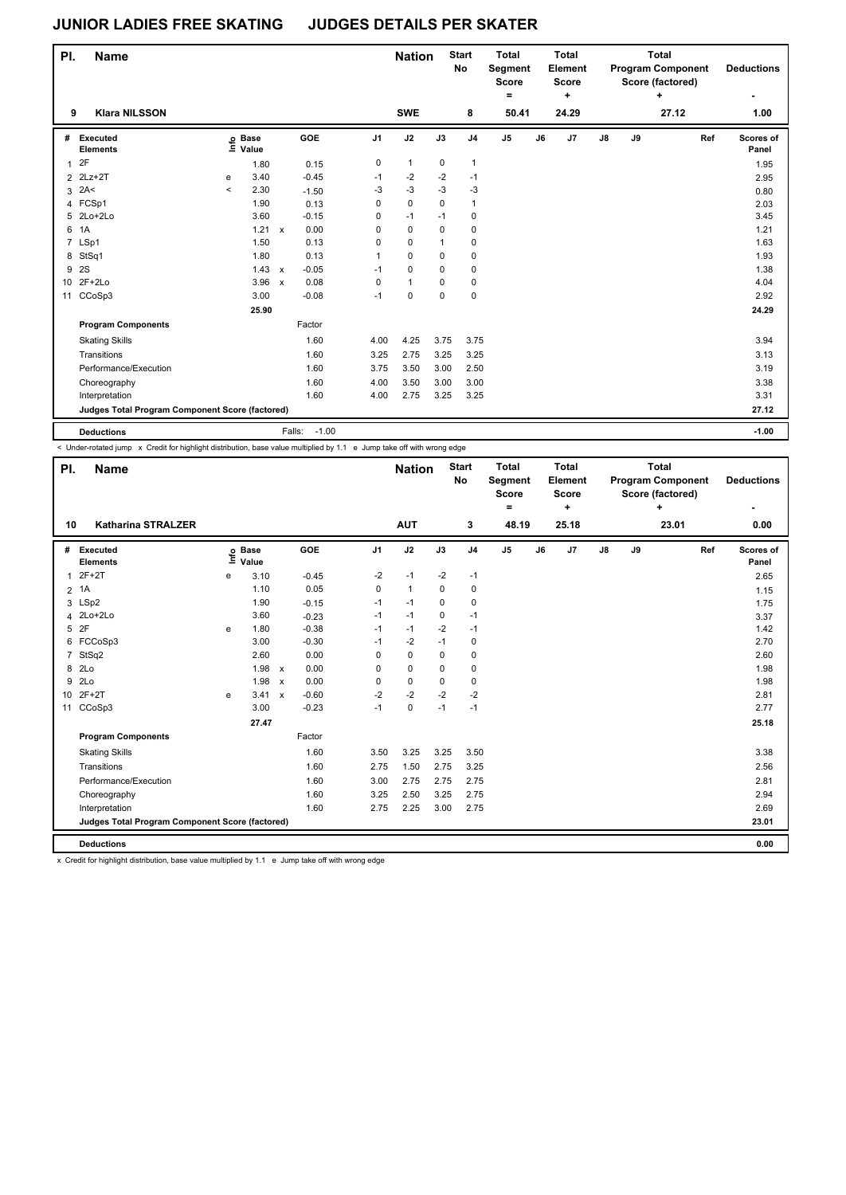# JUNIOR LADIES FREE SKATING JUDGES DETAILS PER SKATER

| Pl. | Name | Nation | Start No | Total Segment Score = | Total Element Score + | Total Program Component Score (factored) + | Deductions - |
|---|---|---|---|---|---|---|---|
| 9 | Klara NILSSON | SWE | 8 | 50.41 | 24.29 | 27.12 | 1.00 |

| # | Executed Elements | Info | Base Value | | GOE | J1 | J2 | J3 | J4 | J5 | J6 | J7 | J8 | J9 | Ref | Scores of Panel |
|---|---|---|---|---|---|---|---|---|---|---|---|---|---|---|---|---|
| 1 | 2F | | 1.80 | | 0.15 | 0 | 1 | 0 | 1 | | | | | | | 1.95 |
| 2 | 2Lz+2T | e | 3.40 | | -0.45 | -1 | -2 | -2 | -1 | | | | | | | 2.95 |
| 3 | 2A< | < | 2.30 | | -1.50 | -3 | -3 | -3 | -3 | | | | | | | 0.80 |
| 4 | FCSp1 | | 1.90 | | 0.13 | 0 | 0 | 0 | 1 | | | | | | | 2.03 |
| 5 | 2Lo+2Lo | | 3.60 | | -0.15 | 0 | -1 | -1 | 0 | | | | | | | 3.45 |
| 6 | 1A | | 1.21 | x | 0.00 | 0 | 0 | 0 | 0 | | | | | | | 1.21 |
| 7 | LSp1 | | 1.50 | | 0.13 | 0 | 0 | 1 | 0 | | | | | | | 1.63 |
| 8 | StSq1 | | 1.80 | | 0.13 | 1 | 0 | 0 | 0 | | | | | | | 1.93 |
| 9 | 2S | | 1.43 | x | -0.05 | -1 | 0 | 0 | 0 | | | | | | | 1.38 |
| 10 | 2F+2Lo | | 3.96 | x | 0.08 | 0 | 1 | 0 | 0 | | | | | | | 4.04 |
| 11 | CCoSp3 | | 3.00 | | -0.08 | -1 | 0 | 0 | 0 | | | | | | | 2.92 |
| | | | 25.90 | | | | | | | | | | | | | 24.29 |
| | **Program Components** | | | | Factor | | | | | | | | | | | |
| | Skating Skills | | | | 1.60 | 4.00 | 4.25 | 3.75 | 3.75 | | | | | | | 3.94 |
| | Transitions | | | | 1.60 | 3.25 | 2.75 | 3.25 | 3.25 | | | | | | | 3.13 |
| | Performance/Execution | | | | 1.60 | 3.75 | 3.50 | 3.00 | 2.50 | | | | | | | 3.19 |
| | Choreography | | | | 1.60 | 4.00 | 3.50 | 3.00 | 3.00 | | | | | | | 3.38 |
| | Interpretation | | | | 1.60 | 4.00 | 2.75 | 3.25 | 3.25 | | | | | | | 3.31 |
| | **Judges Total Program Component Score (factored)** | | | | | | | | | | | | | | | 27.12 |
| | **Deductions** | | | | Falls: -1.00 | | | | | | | | | | | -1.00 |

< Under-rotated jump x Credit for highlight distribution, base value multiplied by 1.1 e Jump take off with wrong edge

| Pl. | Name | Nation | Start No | Total Segment Score = | Total Element Score + | Total Program Component Score (factored) + | Deductions - |
|---|---|---|---|---|---|---|---|
| 10 | Katharina STRALZER | AUT | 3 | 48.19 | 25.18 | 23.01 | 0.00 |

| # | Executed Elements | Info | Base Value | | GOE | J1 | J2 | J3 | J4 | J5 | J6 | J7 | J8 | J9 | Ref | Scores of Panel |
|---|---|---|---|---|---|---|---|---|---|---|---|---|---|---|---|---|
| 1 | 2F+2T | e | 3.10 | | -0.45 | -2 | -1 | -2 | -1 | | | | | | | 2.65 |
| 2 | 1A | | 1.10 | | 0.05 | 0 | 1 | 0 | 0 | | | | | | | 1.15 |
| 3 | LSp2 | | 1.90 | | -0.15 | -1 | -1 | 0 | 0 | | | | | | | 1.75 |
| 4 | 2Lo+2Lo | | 3.60 | | -0.23 | -1 | -1 | 0 | -1 | | | | | | | 3.37 |
| 5 | 2F | e | 1.80 | | -0.38 | -1 | -1 | -2 | -1 | | | | | | | 1.42 |
| 6 | FCCoSp3 | | 3.00 | | -0.30 | -1 | -2 | -1 | 0 | | | | | | | 2.70 |
| 7 | StSq2 | | 2.60 | | 0.00 | 0 | 0 | 0 | 0 | | | | | | | 2.60 |
| 8 | 2Lo | | 1.98 | x | 0.00 | 0 | 0 | 0 | 0 | | | | | | | 1.98 |
| 9 | 2Lo | | 1.98 | x | 0.00 | 0 | 0 | 0 | 0 | | | | | | | 1.98 |
| 10 | 2F+2T | e | 3.41 | x | -0.60 | -2 | -2 | -2 | -2 | | | | | | | 2.81 |
| 11 | CCoSp3 | | 3.00 | | -0.23 | -1 | 0 | -1 | -1 | | | | | | | 2.77 |
| | | | 27.47 | | | | | | | | | | | | | 25.18 |
| | **Program Components** | | | | Factor | | | | | | | | | | | |
| | Skating Skills | | | | 1.60 | 3.50 | 3.25 | 3.25 | 3.50 | | | | | | | 3.38 |
| | Transitions | | | | 1.60 | 2.75 | 1.50 | 2.75 | 3.25 | | | | | | | 2.56 |
| | Performance/Execution | | | | 1.60 | 3.00 | 2.75 | 2.75 | 2.75 | | | | | | | 2.81 |
| | Choreography | | | | 1.60 | 3.25 | 2.50 | 3.25 | 2.75 | | | | | | | 2.94 |
| | Interpretation | | | | 1.60 | 2.75 | 2.25 | 3.00 | 2.75 | | | | | | | 2.69 |
| | **Judges Total Program Component Score (factored)** | | | | | | | | | | | | | | | 23.01 |
| | **Deductions** | | | | | | | | | | | | | | | 0.00 |

x Credit for highlight distribution, base value multiplied by 1.1 e Jump take off with wrong edge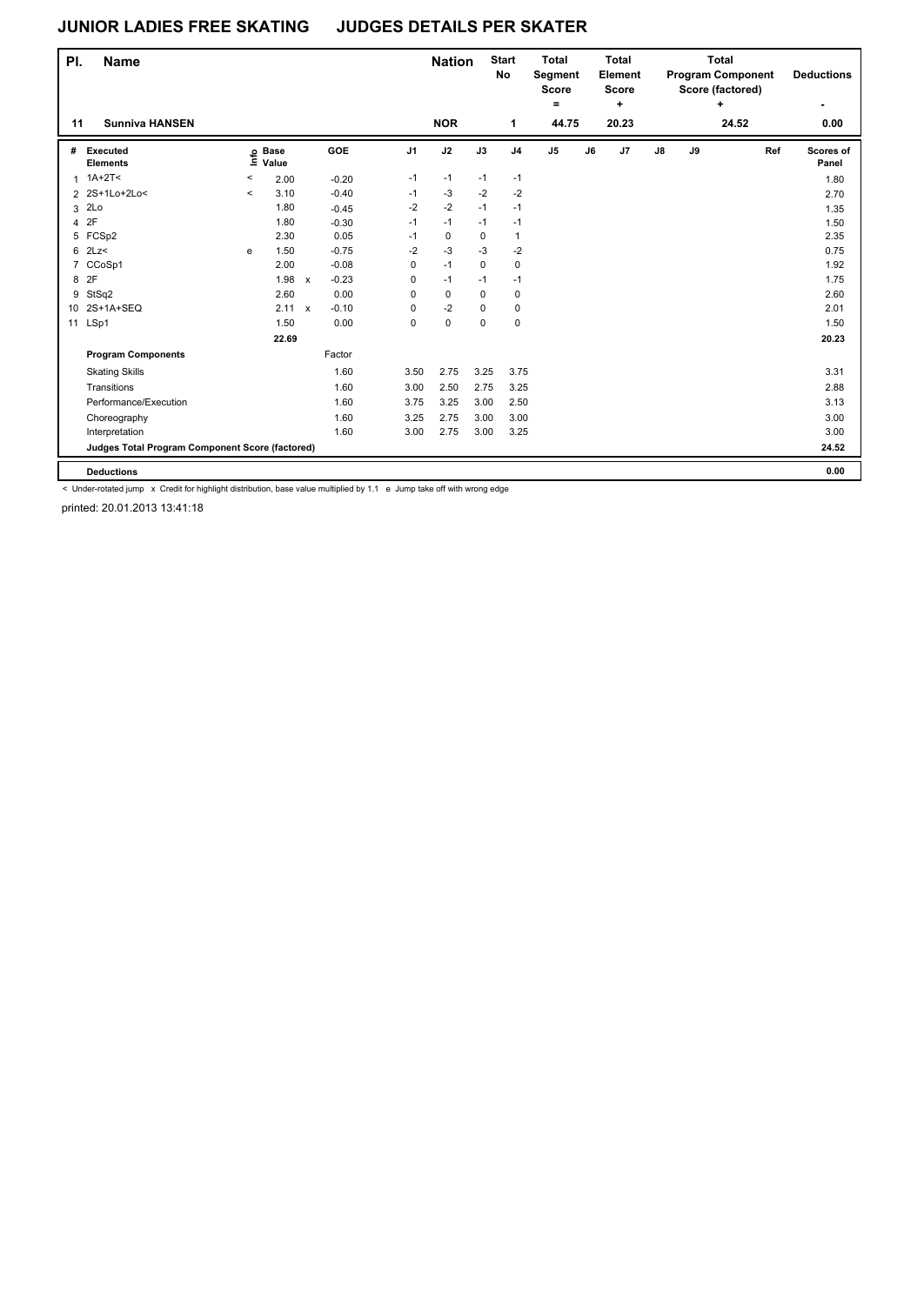# JUNIOR LADIES FREE SKATING JUDGES DETAILS PER SKATER

| Pl. | Name | Nation | Start No | Total Segment Score = | Total Element Score + | Total Program Component Score (factored) + | Deductions - |
|---|---|---|---|---|---|---|---|
| 11 | Sunniva HANSEN | NOR | 1 | 44.75 | 20.23 | 24.52 | 0.00 |

| # | Executed Elements | Info | Base Value | | GOE | J1 | J2 | J3 | J4 | J5 | J6 | J7 | J8 | J9 | Ref | Scores of Panel |
|---|---|---|---|---|---|---|---|---|---|---|---|---|---|---|---|---|
| 1 | 1A+2T< | < | 2.00 | | -0.20 | -1 | -1 | -1 | -1 | | | | | | | 1.80 |
| 2 | 2S+1Lo+2Lo< | < | 3.10 | | -0.40 | -1 | -3 | -2 | -2 | | | | | | | 2.70 |
| 3 | 2Lo | | 1.80 | | -0.45 | -2 | -2 | -1 | -1 | | | | | | | 1.35 |
| 4 | 2F | | 1.80 | | -0.30 | -1 | -1 | -1 | -1 | | | | | | | 1.50 |
| 5 | FCSp2 | | 2.30 | | 0.05 | -1 | 0 | 0 | 1 | | | | | | | 2.35 |
| 6 | 2Lz< | e | 1.50 | | -0.75 | -2 | -3 | -3 | -2 | | | | | | | 0.75 |
| 7 | CCoSp1 | | 2.00 | | -0.08 | 0 | -1 | 0 | 0 | | | | | | | 1.92 |
| 8 | 2F | | 1.98 | x | -0.23 | 0 | -1 | -1 | -1 | | | | | | | 1.75 |
| 9 | StSq2 | | 2.60 | | 0.00 | 0 | 0 | 0 | 0 | | | | | | | 2.60 |
| 10 | 2S+1A+SEQ | | 2.11 | x | -0.10 | 0 | -2 | 0 | 0 | | | | | | | 2.01 |
| 11 | LSp1 | | 1.50 | | 0.00 | 0 | 0 | 0 | 0 | | | | | | | 1.50 |
| | | | 22.69 | | | | | | | | | | | | | 20.23 |
| | **Program Components** | | | | Factor | | | | | | | | | | | |
| | Skating Skills | | | | 1.60 | 3.50 | 2.75 | 3.25 | 3.75 | | | | | | | 3.31 |
| | Transitions | | | | 1.60 | 3.00 | 2.50 | 2.75 | 3.25 | | | | | | | 2.88 |
| | Performance/Execution | | | | 1.60 | 3.75 | 3.25 | 3.00 | 2.50 | | | | | | | 3.13 |
| | Choreography | | | | 1.60 | 3.25 | 2.75 | 3.00 | 3.00 | | | | | | | 3.00 |
| | Interpretation | | | | 1.60 | 3.00 | 2.75 | 3.00 | 3.25 | | | | | | | 3.00 |
| | **Judges Total Program Component Score (factored)** | | | | | | | | | | | | | | | 24.52 |
| | **Deductions** | | | | | | | | | | | | | | | 0.00 |

< Under-rotated jump x Credit for highlight distribution, base value multiplied by 1.1 e Jump take off with wrong edge

printed: 20.01.2013 13:41:18